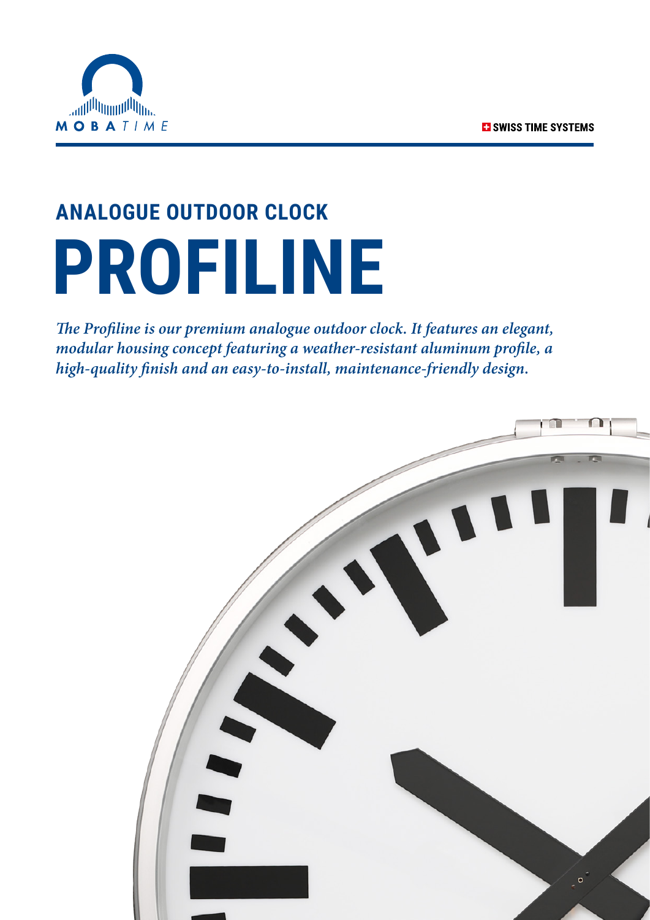MOBATIME

SWISS TIME SYSTEMS

## ANALOGUE OUTDOOR CLOCK

# PROFILINE

***The Profiline is our premium analogue outdoor clock. It features an elegant, modular housing concept featuring a weather-resistant aluminum profile, a high-quality finish and an easy-to-install, maintenance-friendly design.***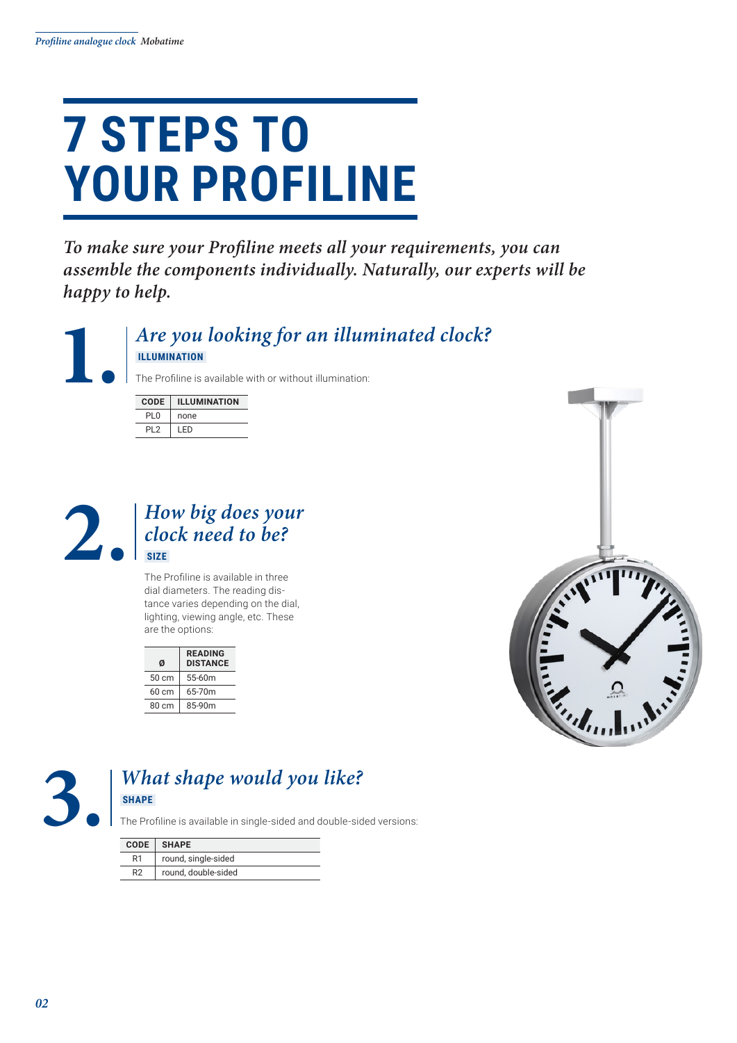# 7 STEPS TO YOUR PROFILINE

*To make sure your Profiline meets all your requirements, you can assemble the components individually. Naturally, our experts will be happy to help.*

## 1. *Are you looking for an illuminated clock?*

**ILLUMINATION**

The Profiline is available with or without illumination:

| CODE | ILLUMINATION |
|---|---|
| PL0 | none |
| PL2 | LED |

## 2. *How big does your clock need to be?*

**SIZE**

The Profiline is available in three dial diameters. The reading distance varies depending on the dial, lighting, viewing angle, etc. These are the options:

| Ø | READING DISTANCE |
|---|---|
| 50 cm | 55-60m |
| 60 cm | 65-70m |
| 80 cm | 85-90m |

## 3. *What shape would you like?*

**SHAPE**

The Profiline is available in single-sided and double-sided versions:

| CODE | SHAPE |
|---|---|
| R1 | round, single-sided |
| R2 | round, double-sided |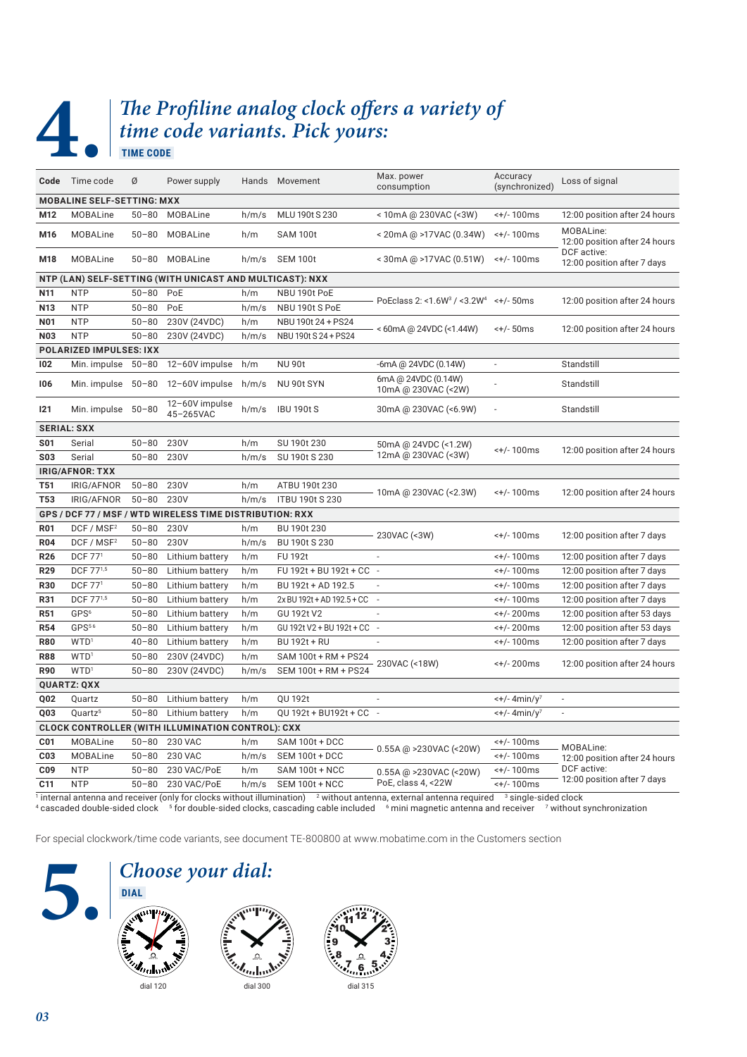# 4. *The Profiline analog clock offers a variety of time code variants. Pick yours:*

**TIME CODE**

| Code | Time code | Ø | Power supply | Hands | Movement | Max. power consumption | Accuracy (synchronized) | Loss of signal |
|---|---|---|---|---|---|---|---|---|
| **MOBALINE SELF-SETTING: MXX** | | | | | | | | |
| **M12** | MOBALine | 50–80 | MOBALine | h/m/s | MLU 190t S 230 | < 10mA @ 230VAC (<3W) | <+/- 100ms | 12:00 position after 24 hours |
| **M16** | MOBALine | 50–80 | MOBALine | h/m | SAM 100t | < 20mA @ >17VAC (0.34W) | <+/- 100ms | MOBALine: 12:00 position after 24 hours DCF active: 12:00 position after 7 days |
| **M18** | MOBALine | 50–80 | MOBALine | h/m/s | SEM 100t | < 30mA @ >17VAC (0.51W) | <+/- 100ms | |
| **NTP (LAN) SELF-SETTING (WITH UNICAST AND MULTICAST): NXX** | | | | | | | | |
| **N11** | NTP | 50–80 | PoE | h/m | NBU 190t PoE | PoEclass 2: <1.6W[3] / <3.2W[4] | <+/- 50ms | 12:00 position after 24 hours |
| **N13** | NTP | 50–80 | PoE | h/m/s | NBU 190t S PoE | | | |
| **N01** | NTP | 50–80 | 230V (24VDC) | h/m | NBU 190t 24 + PS24 | < 60mA @ 24VDC (<1.44W) | <+/- 50ms | 12:00 position after 24 hours |
| **N03** | NTP | 50–80 | 230V (24VDC) | h/m/s | NBU 190t S 24 + PS24 | | | |
| **POLARIZED IMPULSES: IXX** | | | | | | | | |
| **I02** | Min. impulse | 50–80 | 12–60V impulse | h/m | NU 90t | ~6mA @ 24VDC (0.14W) | - | Standstill |
| **I06** | Min. impulse | 50–80 | 12–60V impulse | h/m/s | NU 90t SYN | 6mA @ 24VDC (0.14W) 10mA @ 230VAC (<2W) | - | Standstill |
| **I21** | Min. impulse | 50–80 | 12–60V impulse 45–265VAC | h/m/s | IBU 190t S | 30mA @ 230VAC (<6.9W) | - | Standstill |
| **SERIAL: SXX** | | | | | | | | |
| **S01** | Serial | 50–80 | 230V | h/m | SU 190t 230 | 50mA @ 24VDC (<1.2W) 12mA @ 230VAC (<3W) | <+/- 100ms | 12:00 position after 24 hours |
| **S03** | Serial | 50–80 | 230V | h/m/s | SU 190t S 230 | | | |
| **IRIG/AFNOR: TXX** | | | | | | | | |
| **T51** | IRIG/AFNOR | 50–80 | 230V | h/m | ATBU 190t 230 | 10mA @ 230VAC (<2.3W) | <+/- 100ms | 12:00 position after 24 hours |
| **T53** | IRIG/AFNOR | 50–80 | 230V | h/m/s | ITBU 190t S 230 | | | |
| **GPS / DCF 77 / MSF / WTD WIRELESS TIME DISTRIBUTION: RXX** | | | | | | | | |
| **R01** | DCF / MSF[2] | 50–80 | 230V | h/m | BU 190t 230 | 230VAC (<3W) | <+/- 100ms | 12:00 position after 7 days |
| **R04** | DCF / MSF[2] | 50–80 | 230V | h/m/s | BU 190t S 230 | | | |
| **R26** | DCF 77[1] | 50–80 | Lithium battery | h/m | FU 192t | - | <+/- 100ms | 12:00 position after 7 days |
| **R29** | DCF 77[1,5] | 50–80 | Lithium battery | h/m | FU 192t + BU 192t + CC | - | <+/- 100ms | 12:00 position after 7 days |
| **R30** | DCF 77[1] | 50–80 | Lithium battery | h/m | BU 192t + AD 192.5 | - | <+/- 100ms | 12:00 position after 7 days |
| **R31** | DCF 77[1,5] | 50–80 | Lithium battery | h/m | 2x BU 192t + AD 192.5 + CC | - | <+/- 100ms | 12:00 position after 7 days |
| **R51** | GPS[6] | 50–80 | Lithium battery | h/m | GU 192t V2 | - | <+/- 200ms | 12:00 position after 53 days |
| **R54** | GPS[5,6] | 50–80 | Lithium battery | h/m | GU 192t V2 + BU 192t + CC | - | <+/- 200ms | 12:00 position after 53 days |
| **R80** | WTD[1] | 40–80 | Lithium battery | h/m | BU 192t + RU | - | <+/- 100ms | 12:00 position after 7 days |
| **R88** | WTD[1] | 50–80 | 230V (24VDC) | h/m | SAM 100t + RM + PS24 | 230VAC (<18W) | <+/- 200ms | 12:00 position after 24 hours |
| **R90** | WTD[1] | 50–80 | 230V (24VDC) | h/m/s | SEM 100t + RM + PS24 | | | |
| **QUARTZ: QXX** | | | | | | | | |
| **Q02** | Quartz | 50–80 | Lithium battery | h/m | QU 192t | - | <+/- 4min/y[7] | - |
| **Q03** | Quartz[5] | 50–80 | Lithium battery | h/m | QU 192t + BU192t + CC | - | <+/- 4min/y[7] | - |
| **CLOCK CONTROLLER (WITH ILLUMINATION CONTROL): CXX** | | | | | | | | |
| **C01** | MOBALine | 50–80 | 230 VAC | h/m | SAM 100t + DCC | 0.55A @ >230VAC (<20W) | <+/- 100ms | MOBALine: 12:00 position after 24 hours DCF active: 12:00 position after 7 days |
| **C03** | MOBALine | 50–80 | 230 VAC | h/m/s | SEM 100t + DCC | | <+/- 100ms | |
| **C09** | NTP | 50–80 | 230 VAC/PoE | h/m | SAM 100t + NCC | 0.55A @ >230VAC (<20W) PoE, class 4, <22W | <+/- 100ms | |
| **C11** | NTP | 50–80 | 230 VAC/PoE | h/m/s | SEM 100t + NCC | | <+/- 100ms | |

[1] internal antenna and receiver (only for clocks without illumination) [2] without antenna, external antenna required [3] single-sided clock
[4] cascaded double-sided clock [5] for double-sided clocks, cascading cable included [6] mini magnetic antenna and receiver [7] without synchronization

For special clockwork/time code variants, see document TE-800800 at www.mobatime.com in the Customers section

# 5. *Choose your dial:*

**DIAL**

dial 120 dial 300 dial 315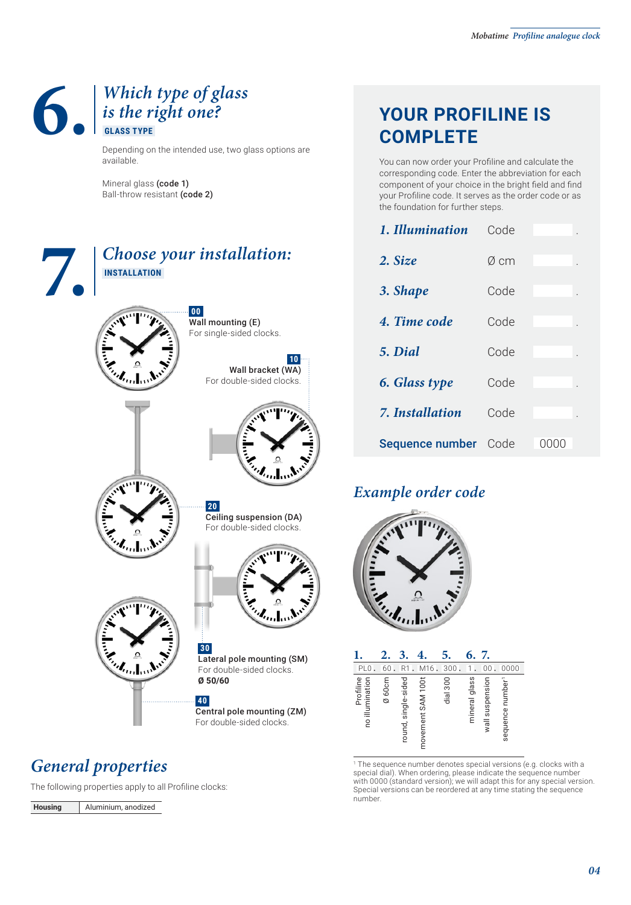# 6. Which type of glass is the right one?

**GLASS TYPE**

Depending on the intended use, two glass options are available.

Mineral glass **(code 1)**
Ball-throw resistant **(code 2)**

# 7. Choose your installation:

**INSTALLATION**

**00**
Wall mounting (E)
For single-sided clocks.

**10**
Wall bracket (WA)
For double-sided clocks.

**20**
Ceiling suspension (DA)
For double-sided clocks.

**30**
Lateral pole mounting (SM)
For double-sided clocks.
**Ø 50/60**

**40**
Central pole mounting (ZM)
For double-sided clocks.

## General properties

The following properties apply to all Profiline clocks:

| Housing | Aluminium, anodized |
|---|---|

## YOUR PROFILINE IS COMPLETE

You can now order your Profiline and calculate the corresponding code. Enter the abbreviation for each component of your choice in the bright field and find your Profiline code. It serves as the order code or as the foundation for further steps.

| | | |
|---|---|---|
| *1. Illumination* | Code | . |
| *2. Size* | Ø cm | . |
| *3. Shape* | Code | . |
| *4. Time code* | Code | . |
| *5. Dial* | Code | . |
| *6. Glass type* | Code | . |
| *7. Installation* | Code | . |
| **Sequence number** | Code | 0000 |

## Example order code

| 1. | 2. | 3. | 4. | 5. | 6. | 7. | |
|---|---|---|---|---|---|---|---|
| PL0. | 60. | R1. | M16. | 300. | 1. | 00. | 0000 |
| Profiline no illumination | Ø 60cm | round, single-sided | movement SAM 100t | dial 300 | mineral glass | wall suspension | sequence number[1] |

[1] The sequence number denotes special versions (e.g. clocks with a special dial). When ordering, please indicate the sequence number with 0000 (standard version); we will adapt this for any special version. Special versions can be reordered at any time stating the sequence number.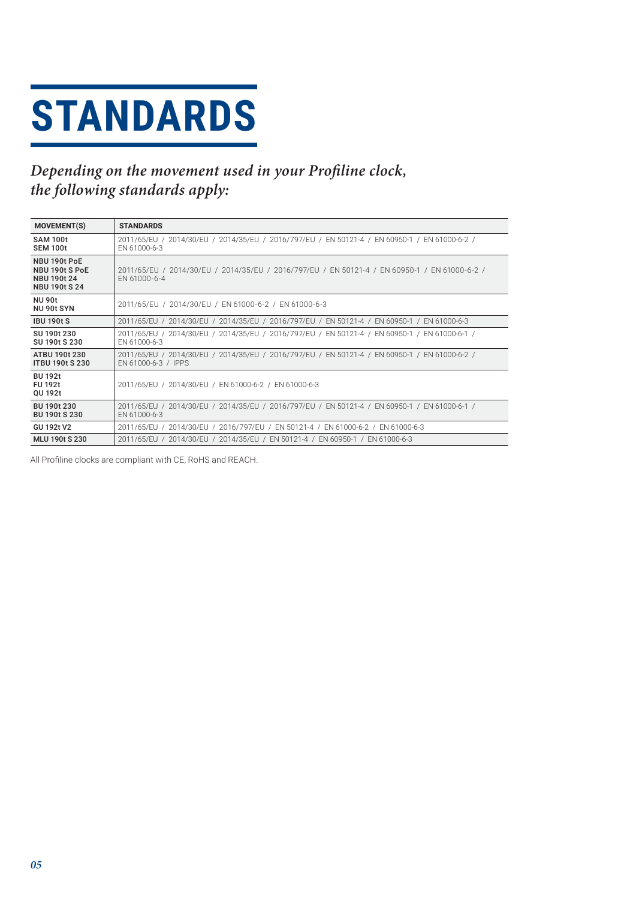# STANDARDS

*Depending on the movement used in your Profiline clock, the following standards apply:*

| MOVEMENT(S) | STANDARDS |
|---|---|
| SAM 100t<br>SEM 100t | 2011/65/EU / 2014/30/EU / 2014/35/EU / 2016/797/EU / EN 50121-4 / EN 60950-1 / EN 61000-6-2 / EN 61000-6-3 |
| NBU 190t PoE<br>NBU 190t S PoE<br>NBU 190t 24<br>NBU 190t S 24 | 2011/65/EU / 2014/30/EU / 2014/35/EU / 2016/797/EU / EN 50121-4 / EN 60950-1 / EN 61000-6-2 / EN 61000-6-4 |
| NU 90t<br>NU 90t SYN | 2011/65/EU / 2014/30/EU / EN 61000-6-2 / EN 61000-6-3 |
| IBU 190t S | 2011/65/EU / 2014/30/EU / 2014/35/EU / 2016/797/EU / EN 50121-4 / EN 60950-1 / EN 61000-6-3 |
| SU 190t 230<br>SU 190t S 230 | 2011/65/EU / 2014/30/EU / 2014/35/EU / 2016/797/EU / EN 50121-4 / EN 60950-1 / EN 61000-6-1 / EN 61000-6-3 |
| ATBU 190t 230<br>ITBU 190t S 230 | 2011/65/EU / 2014/30/EU / 2014/35/EU / 2016/797/EU / EN 50121-4 / EN 60950-1 / EN 61000-6-2 / EN 61000-6-3 / IPPS |
| BU 192t<br>FU 192t<br>QU 192t | 2011/65/EU / 2014/30/EU / EN 61000-6-2 / EN 61000-6-3 |
| BU 190t 230<br>BU 190t S 230 | 2011/65/EU / 2014/30/EU / 2014/35/EU / 2016/797/EU / EN 50121-4 / EN 60950-1 / EN 61000-6-1 / EN 61000-6-3 |
| GU 192t V2 | 2011/65/EU / 2014/30/EU / 2016/797/EU / EN 50121-4 / EN 61000-6-2 / EN 61000-6-3 |
| MLU 190t S 230 | 2011/65/EU / 2014/30/EU / 2014/35/EU / EN 50121-4 / EN 60950-1 / EN 61000-6-3 |

All Profiline clocks are compliant with CE, RoHS and REACH.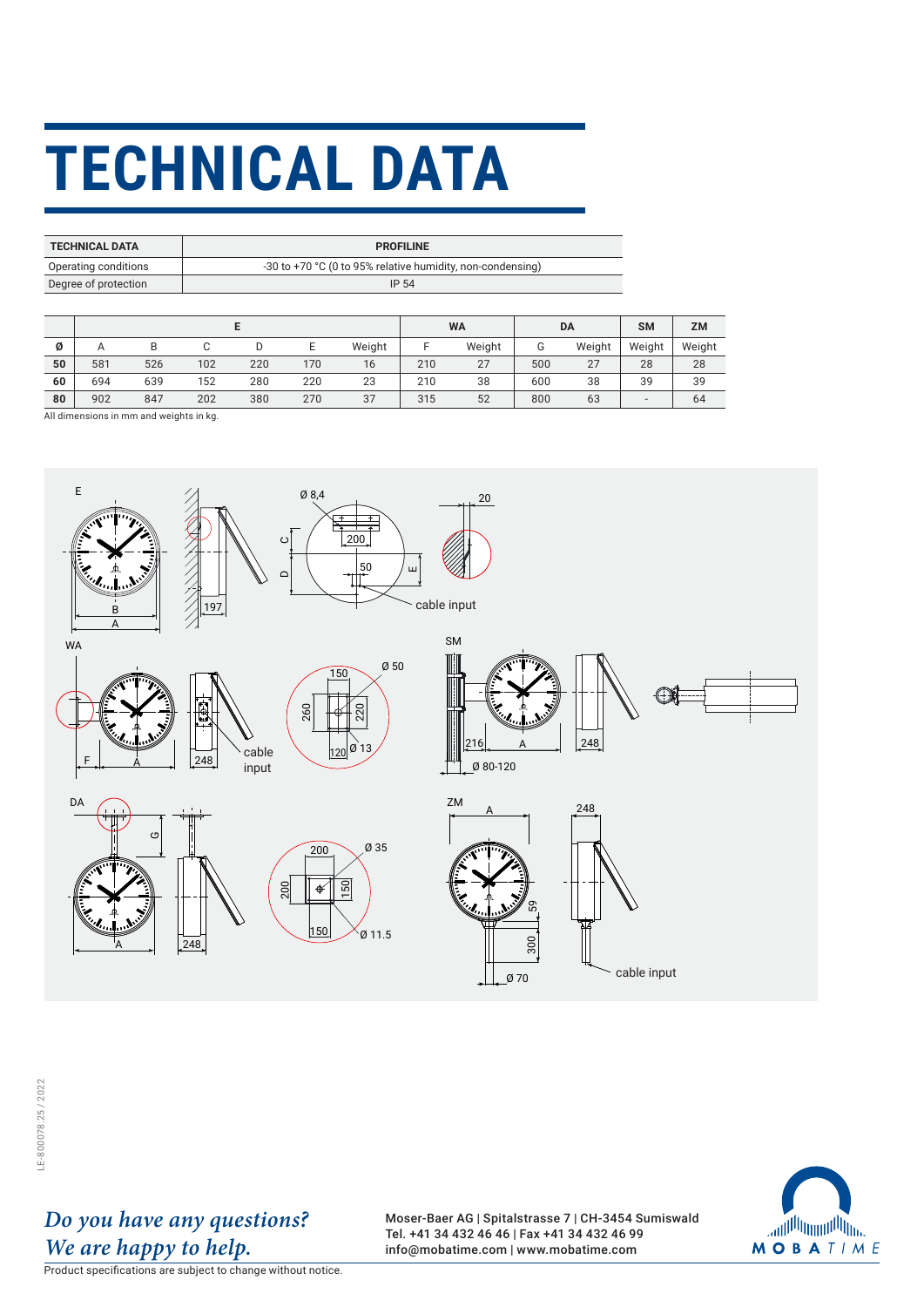# TECHNICAL DATA

| TECHNICAL DATA | PROFILINE |
|---|---|
| Operating conditions | -30 to +70 °C (0 to 95% relative humidity, non-condensing) |
| Degree of protection | IP 54 |

| | E | | | | | | WA | | DA | | SM | ZM |
|---|---|---|---|---|---|---|---|---|---|---|---|---|
| **Ø** | A | B | C | D | E | Weight | F | Weight | G | Weight | Weight | Weight |
| **50** | 581 | 526 | 102 | 220 | 170 | 16 | 210 | 27 | 500 | 27 | 28 | 28 |
| **60** | 694 | 639 | 152 | 280 | 220 | 23 | 210 | 38 | 600 | 38 | 39 | 39 |
| **80** | 902 | 847 | 202 | 380 | 270 | 37 | 315 | 52 | 800 | 63 | - | 64 |

All dimensions in mm and weights in kg.

E
B
A
197
Ø 8,4
C
D
200
50
E
20
cable input

WA
F
A
248
cable input
150
Ø 50
260
220
120
Ø 13

SM
216
A
248
Ø 80-120

DA
G
A
248
200
Ø 35
200
150
150
Ø 11.5

ZM
A
248
59
300
Ø 70
cable input

LE-800078.25 / 2022

*Do you have any questions?*
*We are happy to help.*

Moser-Baer AG | Spitalstrasse 7 | CH-3454 Sumiswald
Tel. +41 34 432 46 46 | Fax +41 34 432 46 99
info@mobatime.com | www.mobatime.com

MOBATIME

Product specifications are subject to change without notice.